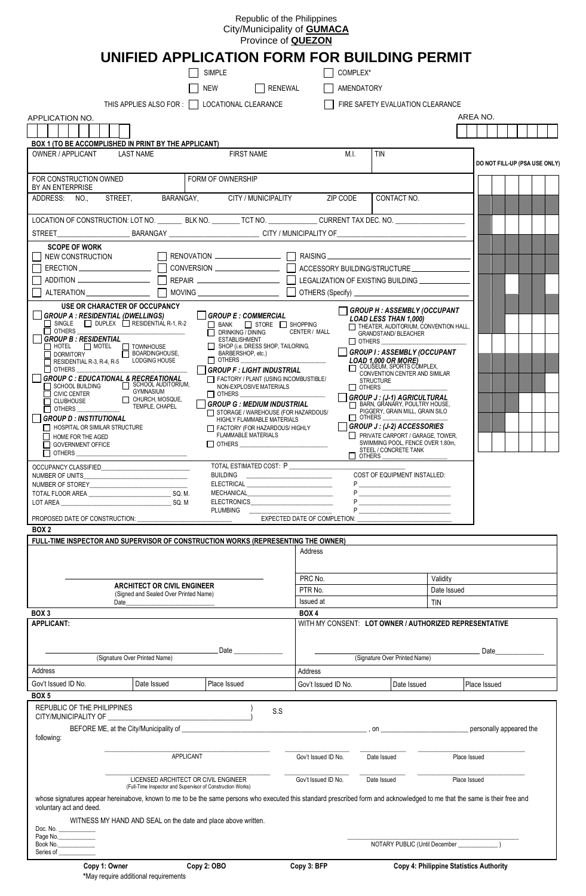Republic of the Philippines
City/Municipality of **GUMACA**
Province of **QUEZON**

# UNIFIED APPLICATION FORM FOR BUILDING PERMIT

☐ SIMPLE ☐ COMPLEX*

☐ NEW ☐ RENEWAL ☐ AMENDATORY

THIS APPLIES ALSO FOR : ☐ LOCATIONAL CLEARANCE ☐ FIRE SAFETY EVALUATION CLEARANCE

APPLICATION NO. | AREA NO.

**BOX 1 (TO BE ACCOMPLISHED IN PRINT BY THE APPLICANT)**

DO NOT FILL-UP (PSA USE ONLY)

| OWNER / APPLICANT | LAST NAME | FIRST NAME | M.I. | TIN |
|---|---|---|---|---|
| FOR CONSTRUCTION OWNED BY AN ENTERPRISE | | FORM OF OWNERSHIP | | |
| ADDRESS: NO., STREET, BARANGAY, | | CITY / MUNICIPALITY | ZIP CODE | CONTACT NO. |

LOCATION OF CONSTRUCTION: LOT NO. _______ BLK NO. ________ TCT NO. ____________ CURRENT TAX DEC. NO. ___________________

STREET__________________ BARANGAY _______________________ CITY / MUNICIPALITY OF_________________________________

**SCOPE OF WORK**

- ☐ NEW CONSTRUCTION
- ☐ ERECTION ______________
- ☐ ADDITION ______________
- ☐ ALTERATION ______________
- ☐ RENOVATION ______________
- ☐ CONVERSION ______________
- ☐ REPAIR ______________
- ☐ MOVING ______________
- ☐ RAISING ______________
- ☐ ACCESSORY BUILDING/STRUCTURE ______________
- ☐ LEGALIZATION OF EXISTING BUILDING ______________
- ☐ OTHERS (Specify) ______________

**USE OR CHARACTER OF OCCUPANCY**

☐ ***GROUP A : RESIDENTIAL (DWELLINGS)***
- ☐ SINGLE ☐ DUPLEX ☐ RESIDENTIAL R-1, R-2
- ☐ OTHERS ______________

***GROUP B : RESIDENTIAL***
- ☐ HOTEL ☐ MOTEL ☐ TOWNHOUSE
- ☐ DORMITORY ☐ BOARDINGHOUSE, LODGING HOUSE
- ☐ RESIDENTIAL R-3, R-4, R-5
- ☐ OTHERS ______________

☐ ***GROUP C : EDUCATIONAL & RECREATIONAL***
- ☐ SCHOOL BUILDING ☐ SCHOOL AUDITORIUM, GYMNASIUM
- ☐ CIVIC CENTER
- ☐ CLUBHOUSE ☐ CHURCH, MOSQUE, TEMPLE, CHAPEL
- ☐ OTHERS ______________

***GROUP D : INSTITUTIONAL***
- ☐ HOSPITAL OR SIMILAR STRUCTURE
- ☐ HOME FOR THE AGED
- ☐ GOVERNMENT OFFICE
- ☐ OTHERS ______________

☐ ***GROUP E : COMMERCIAL***
- ☐ BANK ☐ STORE ☐ SHOPPING CENTER / MALL
- ☐ DRINKING / DINING ESTABLISHMENT
- ☐ SHOP (i.e. DRESS SHOP, TAILORING, BARBERSHOP, etc.)
- ☐ OTHERS ______________

☐ ***GROUP F : LIGHT INDUSTRIAL***
- ☐ FACTORY / PLANT (USING INCOMBUSTIBLE/ NON-EXPLOSIVE MATERIALS
- ☐ OTHERS ______________

☐ ***GROUP G : MEDIUM INDUSTRIAL***
- ☐ STORAGE / WAREHOUSE (FOR HAZARDOUS/ HIGHLY FLAMMABLE MATERIALS
- ☐ FACTORY (FOR HAZARDOUS/ HIGHLY FLAMMABLE MATERIALS
- ☐ OTHERS ______________

☐ ***GROUP H : ASSEMBLY (OCCUPANT LOAD LESS THAN 1,000)***
- ☐ THEATER, AUDITORIUM, CONVENTION HALL, GRANDSTAND/ BLEACHER
- ☐ OTHERS ______________

☐ ***GROUP I : ASSEMBLY (OCCUPANT LOAD 1,000 OR MORE)***
- ☐ COLISEUM, SPORTS COMPLEX, CONVENTION CENTER AND SIMILAR STRUCTURE
- ☐ OTHERS ______________

☐ ***GROUP J : (J-1) AGRICULTURAL***
- ☐ BARN, GRANARY, POULTRY HOUSE, PIGGERY, GRAIN MILL, GRAIN SILO
- ☐ OTHERS ______________

☐ ***GROUP J : (J-2) ACCESSORIES***
- ☐ PRIVATE CARPORT / GARAGE, TOWER, SWIMMING POOL, FENCE OVER 1.80m, STEEL / CONCRETE TANK
- ☐ OTHERS ______________

OCCUPANCY CLASSIFIED__________________________
NUMBER OF UNITS__________________________
NUMBER OF STOREY__________________________
TOTAL FLOOR AREA ______________________ SQ. M.
LOT AREA ______________________ SQ. M
PROPOSED DATE OF CONSTRUCTION: __________________________

TOTAL ESTIMATED COST: P ______________________
BUILDING ______________________
ELECTRICAL ______________________
MECHANICAL______________________
ELECTRONICS______________________
PLUMBING ______________________
EXPECTED DATE OF COMPLETION: ______________________

COST OF EQUIPMENT INSTALLED:
P ______________________
P ______________________
P ______________________
P ______________________

**BOX 2**

**FULL-TIME INSPECTOR AND SUPERVISOR OF CONSTRUCTION WORKS (REPRESENTING THE OWNER)**

| ARCHITECT OR CIVIL ENGINEER (Signed and Sealed Over Printed Name) Date______________ | Address | |
|---|---|---|
| | PRC No. | Validity |
| | PTR No. | Date Issued |
| | Issued at | TIN |

**BOX 3**

**APPLICANT:**

____________________________ Date ___________
(Signature Over Printed Name)

| Address | | |
|---|---|---|
| Gov't Issued ID No. | Date Issued | Place Issued |

**BOX 4**

WITH MY CONSENT: **LOT OWNER / AUTHORIZED REPRESENTATIVE**

____________________________ Date___________
(Signature Over Printed Name)

| Address | | |
|---|---|---|
| Gov't Issued ID No. | Date Issued | Place Issued |

**BOX 5**

REPUBLIC OF THE PHILIPPINES )
CITY/MUNICIPALITY OF ______________________ ) S.S

BEFORE ME, at the City/Municipality of ______________________________ , on ________________ personally appeared the following:

| | | | |
|---|---|---|---|
| APPLICANT | Gov't Issued ID No. | Date Issued | Place Issued |
| LICENSED ARCHITECT OR CIVIL ENGINEER (Full-Time Inspector and Supervisor of Construction Works) | Gov't Issued ID No. | Date Issued | Place Issued |

whose signatures appear hereinabove, known to me to be the same persons who executed this standard prescribed form and acknowledged to me that the same is their free and voluntary act and deed.

WITNESS MY HAND AND SEAL on the date and place above written.

Doc. No. ___________
Page No.___________
Book No.___________
Series of ___________

NOTARY PUBLIC (Until December ___________ )

**Copy 1: Owner** **Copy 2: OBO** **Copy 3: BFP** **Copy 4: Philippine Statistics Authority**

*May require additional requirements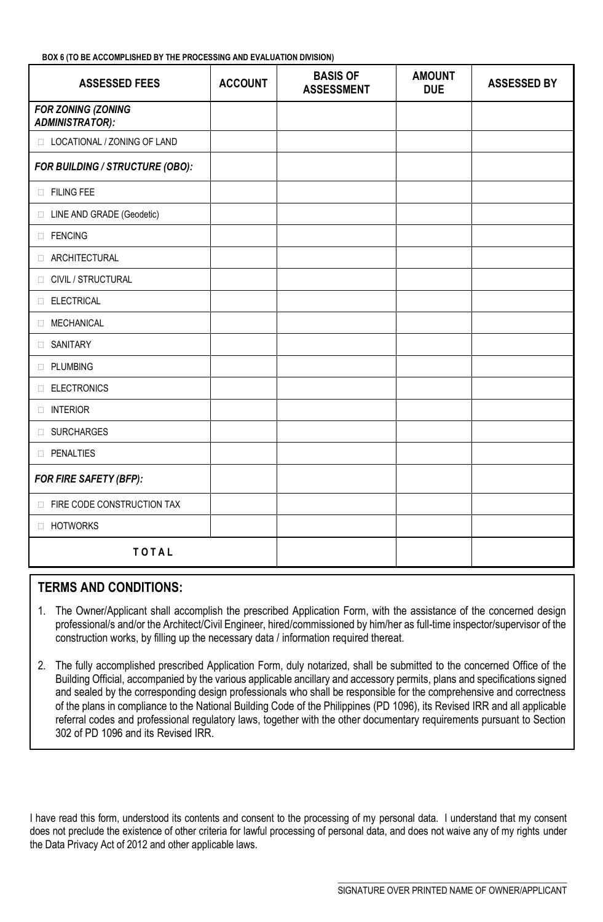**BOX 6 (TO BE ACCOMPLISHED BY THE PROCESSING AND EVALUATION DIVISION)**

| ASSESSED FEES | ACCOUNT | BASIS OF ASSESSMENT | AMOUNT DUE | ASSESSED BY |
|---|---|---|---|---|
| ***FOR ZONING (ZONING ADMINISTRATOR):*** | | | | |
| ☐ LOCATIONAL / ZONING OF LAND | | | | |
| ***FOR BUILDING / STRUCTURE (OBO):*** | | | | |
| ☐ FILING FEE | | | | |
| ☐ LINE AND GRADE (Geodetic) | | | | |
| ☐ FENCING | | | | |
| ☐ ARCHITECTURAL | | | | |
| ☐ CIVIL / STRUCTURAL | | | | |
| ☐ ELECTRICAL | | | | |
| ☐ MECHANICAL | | | | |
| ☐ SANITARY | | | | |
| ☐ PLUMBING | | | | |
| ☐ ELECTRONICS | | | | |
| ☐ INTERIOR | | | | |
| ☐ SURCHARGES | | | | |
| ☐ PENALTIES | | | | |
| ***FOR FIRE SAFETY (BFP):*** | | | | |
| ☐ FIRE CODE CONSTRUCTION TAX | | | | |
| ☐ HOTWORKS | | | | |
| **T O T A L** | | | | |

## TERMS AND CONDITIONS:

1. The Owner/Applicant shall accomplish the prescribed Application Form, with the assistance of the concerned design professional/s and/or the Architect/Civil Engineer, hired/commissioned by him/her as full-time inspector/supervisor of the construction works, by filling up the necessary data / information required thereat.
2. The fully accomplished prescribed Application Form, duly notarized, shall be submitted to the concerned Office of the Building Official, accompanied by the various applicable ancillary and accessory permits, plans and specifications signed and sealed by the corresponding design professionals who shall be responsible for the comprehensive and correctness of the plans in compliance to the National Building Code of the Philippines (PD 1096), its Revised IRR and all applicable referral codes and professional regulatory laws, together with the other documentary requirements pursuant to Section 302 of PD 1096 and its Revised IRR.

I have read this form, understood its contents and consent to the processing of my personal data. I understand that my consent does not preclude the existence of other criteria for lawful processing of personal data, and does not waive any of my rights under the Data Privacy Act of 2012 and other applicable laws.

\_\_\_\_\_\_\_\_\_\_\_\_\_\_\_\_\_\_\_\_\_\_\_\_\_\_\_\_\_\_\_\_\_\_\_\_\_\_\_\_\_\_\_\_

SIGNATURE OVER PRINTED NAME OF OWNER/APPLICANT